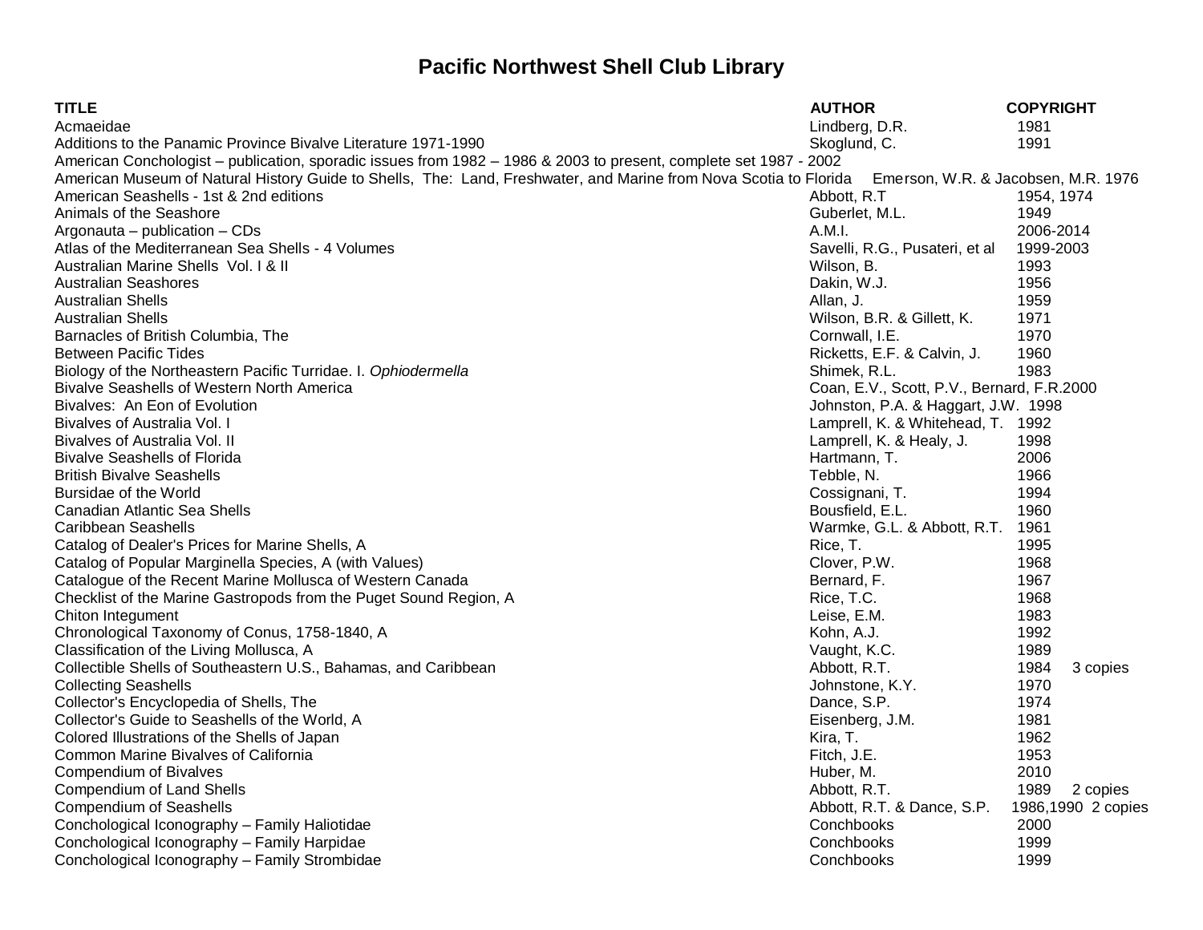# Pacific Northwest Shell Club Library

| TITLE | AUTHOR | COPYRIGHT |
|---|---|---|
| Acmaeidae | Lindberg, D.R. | 1981 |
| Additions to the Panamic Province Bivalve Literature 1971-1990 | Skoglund, C. | 1991 |
| American Conchologist – publication, sporadic issues from 1982 – 1986 & 2003 to present, complete set 1987 - 2002 | | |
| American Museum of Natural History Guide to Shells, The: Land, Freshwater, and Marine from Nova Scotia to Florida | Emerson, W.R. & Jacobsen, M.R. | 1976 |
| American Seashells - 1st & 2nd editions | Abbott, R.T | 1954, 1974 |
| Animals of the Seashore | Guberlet, M.L. | 1949 |
| Argonauta – publication – CDs | A.M.I. | 2006-2014 |
| Atlas of the Mediterranean Sea Shells - 4 Volumes | Savelli, R.G., Pusateri, et al | 1999-2003 |
| Australian Marine Shells Vol. I & II | Wilson, B. | 1993 |
| Australian Seashores | Dakin, W.J. | 1956 |
| Australian Shells | Allan, J. | 1959 |
| Australian Shells | Wilson, B.R. & Gillett, K. | 1971 |
| Barnacles of British Columbia, The | Cornwall, I.E. | 1970 |
| Between Pacific Tides | Ricketts, E.F. & Calvin, J. | 1960 |
| Biology of the Northeastern Pacific Turridae. I. *Ophiodermella* | Shimek, R.L. | 1983 |
| Bivalve Seashells of Western North America | Coan, E.V., Scott, P.V., Bernard, F.R. | 2000 |
| Bivalves: An Eon of Evolution | Johnston, P.A. & Haggart, J.W. | 1998 |
| Bivalves of Australia Vol. I | Lamprell, K. & Whitehead, T. | 1992 |
| Bivalves of Australia Vol. II | Lamprell, K. & Healy, J. | 1998 |
| Bivalve Seashells of Florida | Hartmann, T. | 2006 |
| British Bivalve Seashells | Tebble, N. | 1966 |
| Bursidae of the World | Cossignani, T. | 1994 |
| Canadian Atlantic Sea Shells | Bousfield, E.L. | 1960 |
| Caribbean Seashells | Warmke, G.L. & Abbott, R.T. | 1961 |
| Catalog of Dealer's Prices for Marine Shells, A | Rice, T. | 1995 |
| Catalog of Popular Marginella Species, A (with Values) | Clover, P.W. | 1968 |
| Catalogue of the Recent Marine Mollusca of Western Canada | Bernard, F. | 1967 |
| Checklist of the Marine Gastropods from the Puget Sound Region, A | Rice, T.C. | 1968 |
| Chiton Integument | Leise, E.M. | 1983 |
| Chronological Taxonomy of Conus, 1758-1840, A | Kohn, A.J. | 1992 |
| Classification of the Living Mollusca, A | Vaught, K.C. | 1989 |
| Collectible Shells of Southeastern U.S., Bahamas, and Caribbean | Abbott, R.T. | 1984 3 copies |
| Collecting Seashells | Johnstone, K.Y. | 1970 |
| Collector's Encyclopedia of Shells, The | Dance, S.P. | 1974 |
| Collector's Guide to Seashells of the World, A | Eisenberg, J.M. | 1981 |
| Colored Illustrations of the Shells of Japan | Kira, T. | 1962 |
| Common Marine Bivalves of California | Fitch, J.E. | 1953 |
| Compendium of Bivalves | Huber, M. | 2010 |
| Compendium of Land Shells | Abbott, R.T. | 1989 2 copies |
| Compendium of Seashells | Abbott, R.T. & Dance, S.P. | 1986,1990 2 copies |
| Conchological Iconography – Family Haliotidae | Conchbooks | 2000 |
| Conchological Iconography – Family Harpidae | Conchbooks | 1999 |
| Conchological Iconography – Family Strombidae | Conchbooks | 1999 |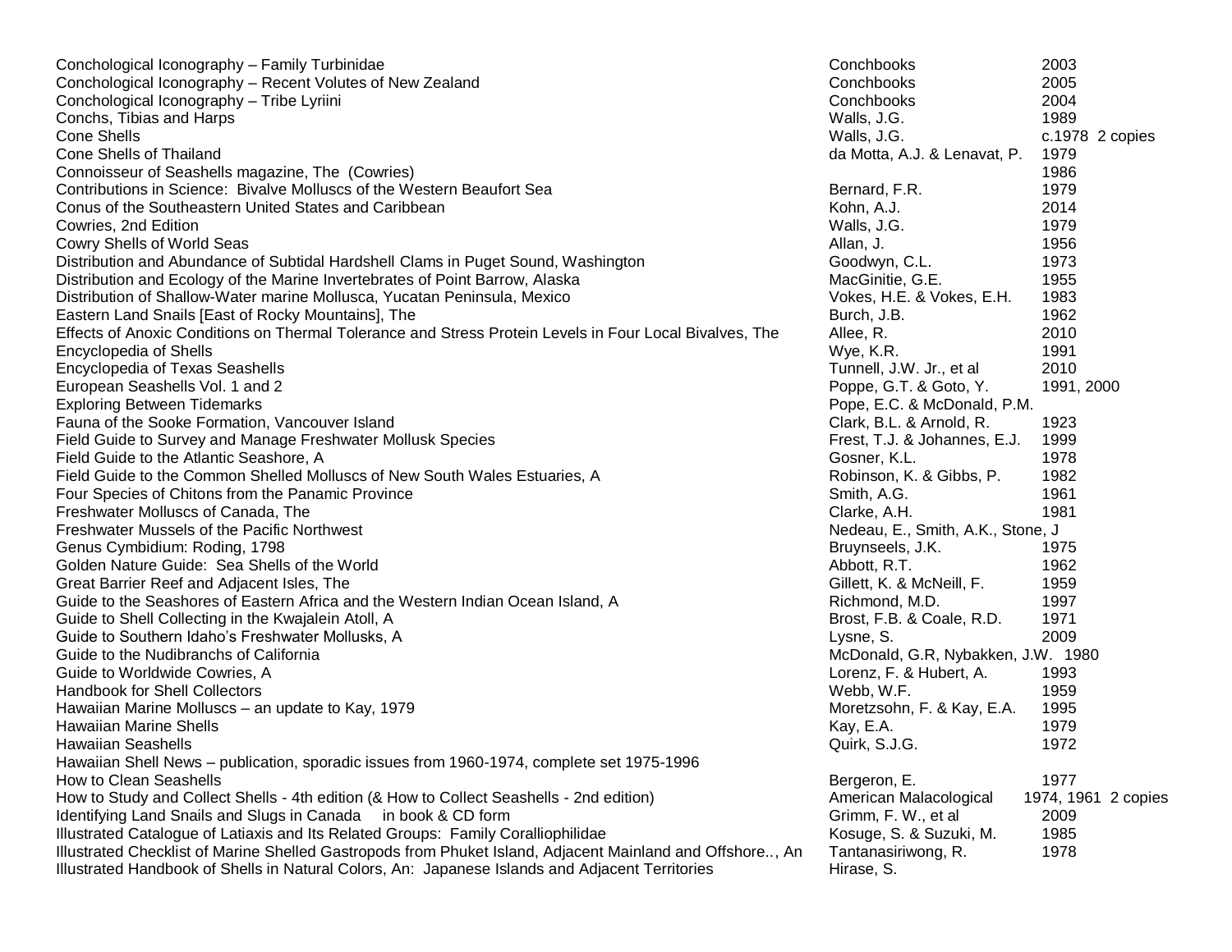| Title | Author | Year |
|---|---|---|
| Conchological Iconography – Family Turbinidae | Conchbooks | 2003 |
| Conchological Iconography – Recent Volutes of New Zealand | Conchbooks | 2005 |
| Conchological Iconography – Tribe Lyriini | Conchbooks | 2004 |
| Conchs, Tibias and Harps | Walls, J.G. | 1989 |
| Cone Shells | Walls, J.G. | c.1978 2 copies |
| Cone Shells of Thailand | da Motta, A.J. & Lenavat, P. | 1979 |
| Connoisseur of Seashells magazine, The (Cowries) | | 1986 |
| Contributions in Science: Bivalve Molluscs of the Western Beaufort Sea | Bernard, F.R. | 1979 |
| Conus of the Southeastern United States and Caribbean | Kohn, A.J. | 2014 |
| Cowries, 2nd Edition | Walls, J.G. | 1979 |
| Cowry Shells of World Seas | Allan, J. | 1956 |
| Distribution and Abundance of Subtidal Hardshell Clams in Puget Sound, Washington | Goodwyn, C.L. | 1973 |
| Distribution and Ecology of the Marine Invertebrates of Point Barrow, Alaska | MacGinitie, G.E. | 1955 |
| Distribution of Shallow-Water marine Mollusca, Yucatan Peninsula, Mexico | Vokes, H.E. & Vokes, E.H. | 1983 |
| Eastern Land Snails [East of Rocky Mountains], The | Burch, J.B. | 1962 |
| Effects of Anoxic Conditions on Thermal Tolerance and Stress Protein Levels in Four Local Bivalves, The | Allee, R. | 2010 |
| Encyclopedia of Shells | Wye, K.R. | 1991 |
| Encyclopedia of Texas Seashells | Tunnell, J.W. Jr., et al | 2010 |
| European Seashells Vol. 1 and 2 | Poppe, G.T. & Goto, Y. | 1991, 2000 |
| Exploring Between Tidemarks | Pope, E.C. & McDonald, P.M. | |
| Fauna of the Sooke Formation, Vancouver Island | Clark, B.L. & Arnold, R. | 1923 |
| Field Guide to Survey and Manage Freshwater Mollusk Species | Frest, T.J. & Johannes, E.J. | 1999 |
| Field Guide to the Atlantic Seashore, A | Gosner, K.L. | 1978 |
| Field Guide to the Common Shelled Molluscs of New South Wales Estuaries, A | Robinson, K. & Gibbs, P. | 1982 |
| Four Species of Chitons from the Panamic Province | Smith, A.G. | 1961 |
| Freshwater Molluscs of Canada, The | Clarke, A.H. | 1981 |
| Freshwater Mussels of the Pacific Northwest | Nedeau, E., Smith, A.K., Stone, J | |
| Genus Cymbidium: Roding, 1798 | Bruynseels, J.K. | 1975 |
| Golden Nature Guide: Sea Shells of the World | Abbott, R.T. | 1962 |
| Great Barrier Reef and Adjacent Isles, The | Gillett, K. & McNeill, F. | 1959 |
| Guide to the Seashores of Eastern Africa and the Western Indian Ocean Island, A | Richmond, M.D. | 1997 |
| Guide to Shell Collecting in the Kwajalein Atoll, A | Brost, F.B. & Coale, R.D. | 1971 |
| Guide to Southern Idaho's Freshwater Mollusks, A | Lysne, S. | 2009 |
| Guide to the Nudibranchs of California | McDonald, G.R, Nybakken, J.W. | 1980 |
| Guide to Worldwide Cowries, A | Lorenz, F. & Hubert, A. | 1993 |
| Handbook for Shell Collectors | Webb, W.F. | 1959 |
| Hawaiian Marine Molluscs – an update to Kay, 1979 | Moretzsohn, F. & Kay, E.A. | 1995 |
| Hawaiian Marine Shells | Kay, E.A. | 1979 |
| Hawaiian Seashells | Quirk, S.J.G. | 1972 |
| Hawaiian Shell News – publication, sporadic issues from 1960-1974, complete set 1975-1996 | | |
| How to Clean Seashells | Bergeron, E. | 1977 |
| How to Study and Collect Shells - 4th edition (& How to Collect Seashells - 2nd edition) | American Malacological | 1974, 1961 2 copies |
| Identifying Land Snails and Slugs in Canada in book & CD form | Grimm, F. W., et al | 2009 |
| Illustrated Catalogue of Latiaxis and Its Related Groups: Family Coralliophilidae | Kosuge, S. & Suzuki, M. | 1985 |
| Illustrated Checklist of Marine Shelled Gastropods from Phuket Island, Adjacent Mainland and Offshore.., An | Tantanasiriwong, R. | 1978 |
| Illustrated Handbook of Shells in Natural Colors, An: Japanese Islands and Adjacent Territories | Hirase, S. | |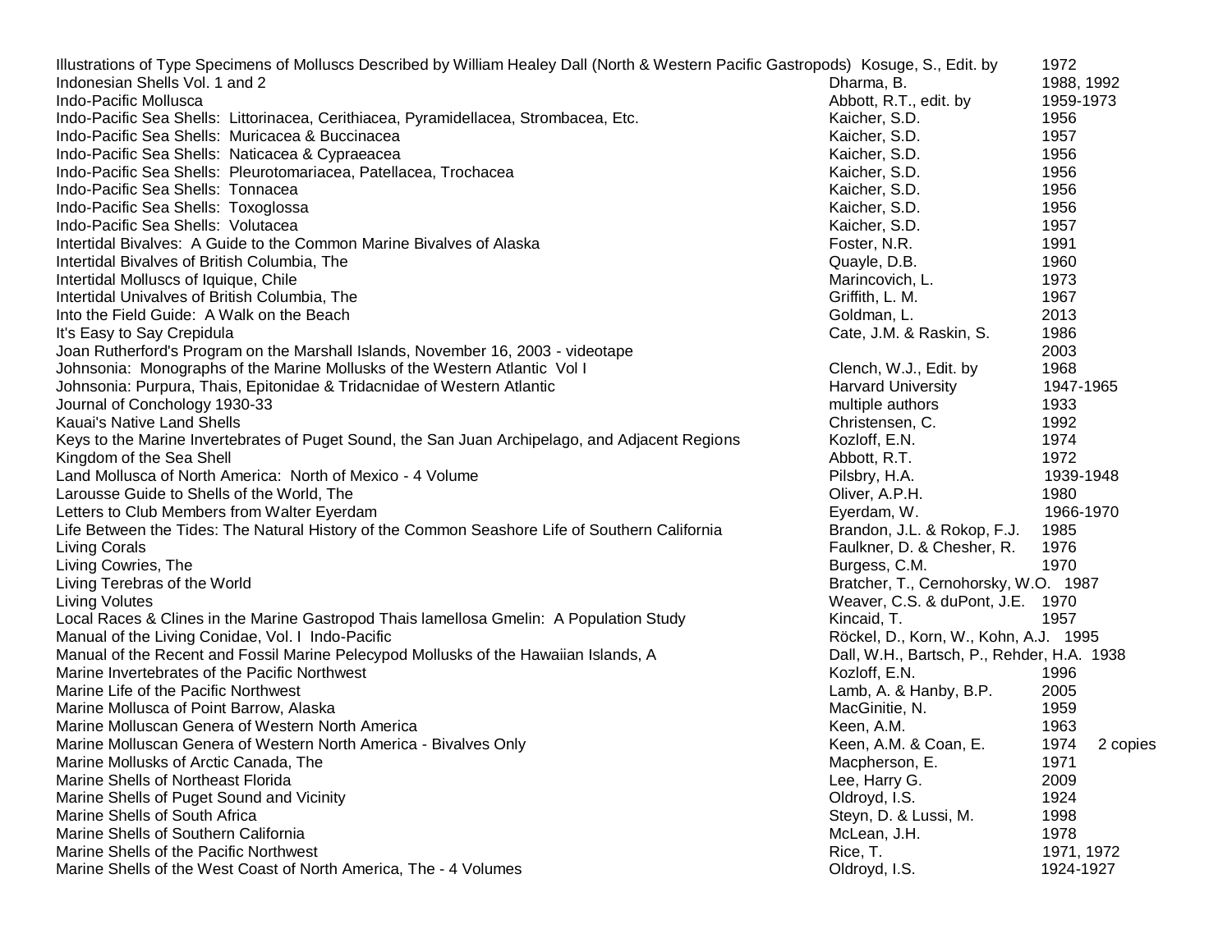| Title | Author | Year | |
|---|---|---|---|
| Illustrations of Type Specimens of Molluscs Described by William Healey Dall (North & Western Pacific Gastropods) | Kosuge, S., Edit. by | 1972 | |
| Indonesian Shells Vol. 1 and 2 | Dharma, B. | 1988, 1992 | |
| Indo-Pacific Mollusca | Abbott, R.T., edit. by | 1959-1973 | |
| Indo-Pacific Sea Shells: Littorinacea, Cerithiacea, Pyramidellacea, Strombacea, Etc. | Kaicher, S.D. | 1956 | |
| Indo-Pacific Sea Shells: Muricacea & Buccinacea | Kaicher, S.D. | 1957 | |
| Indo-Pacific Sea Shells: Naticacea & Cypraeacea | Kaicher, S.D. | 1956 | |
| Indo-Pacific Sea Shells: Pleurotomariacea, Patellacea, Trochacea | Kaicher, S.D. | 1956 | |
| Indo-Pacific Sea Shells: Tonnacea | Kaicher, S.D. | 1956 | |
| Indo-Pacific Sea Shells: Toxoglossa | Kaicher, S.D. | 1956 | |
| Indo-Pacific Sea Shells: Volutacea | Kaicher, S.D. | 1957 | |
| Intertidal Bivalves: A Guide to the Common Marine Bivalves of Alaska | Foster, N.R. | 1991 | |
| Intertidal Bivalves of British Columbia, The | Quayle, D.B. | 1960 | |
| Intertidal Molluscs of Iquique, Chile | Marincovich, L. | 1973 | |
| Intertidal Univalves of British Columbia, The | Griffith, L. M. | 1967 | |
| Into the Field Guide: A Walk on the Beach | Goldman, L. | 2013 | |
| It's Easy to Say Crepidula | Cate, J.M. & Raskin, S. | 1986 | |
| Joan Rutherford's Program on the Marshall Islands, November 16, 2003 - videotape | | 2003 | |
| Johnsonia: Monographs of the Marine Mollusks of the Western Atlantic Vol I | Clench, W.J., Edit. by | 1968 | |
| Johnsonia: Purpura, Thais, Epitonidae & Tridacnidae of Western Atlantic | Harvard University | 1947-1965 | |
| Journal of Conchology 1930-33 | multiple authors | 1933 | |
| Kauai's Native Land Shells | Christensen, C. | 1992 | |
| Keys to the Marine Invertebrates of Puget Sound, the San Juan Archipelago, and Adjacent Regions | Kozloff, E.N. | 1974 | |
| Kingdom of the Sea Shell | Abbott, R.T. | 1972 | |
| Land Mollusca of North America: North of Mexico - 4 Volume | Pilsbry, H.A. | 1939-1948 | |
| Larousse Guide to Shells of the World, The | Oliver, A.P.H. | 1980 | |
| Letters to Club Members from Walter Eyerdam | Eyerdam, W. | 1966-1970 | |
| Life Between the Tides: The Natural History of the Common Seashore Life of Southern California | Brandon, J.L. & Rokop, F.J. | 1985 | |
| Living Corals | Faulkner, D. & Chesher, R. | 1976 | |
| Living Cowries, The | Burgess, C.M. | 1970 | |
| Living Terebras of the World | Bratcher, T., Cernohorsky, W.O. | 1987 | |
| Living Volutes | Weaver, C.S. & duPont, J.E. | 1970 | |
| Local Races & Clines in the Marine Gastropod Thais lamellosa Gmelin: A Population Study | Kincaid, T. | 1957 | |
| Manual of the Living Conidae, Vol. I Indo-Pacific | Röckel, D., Korn, W., Kohn, A.J. | 1995 | |
| Manual of the Recent and Fossil Marine Pelecypod Mollusks of the Hawaiian Islands, A | Dall, W.H., Bartsch, P., Rehder, H.A. | 1938 | |
| Marine Invertebrates of the Pacific Northwest | Kozloff, E.N. | 1996 | |
| Marine Life of the Pacific Northwest | Lamb, A. & Hanby, B.P. | 2005 | |
| Marine Mollusca of Point Barrow, Alaska | MacGinitie, N. | 1959 | |
| Marine Molluscan Genera of Western North America | Keen, A.M. | 1963 | |
| Marine Molluscan Genera of Western North America - Bivalves Only | Keen, A.M. & Coan, E. | 1974 | 2 copies |
| Marine Mollusks of Arctic Canada, The | Macpherson, E. | 1971 | |
| Marine Shells of Northeast Florida | Lee, Harry G. | 2009 | |
| Marine Shells of Puget Sound and Vicinity | Oldroyd, I.S. | 1924 | |
| Marine Shells of South Africa | Steyn, D. & Lussi, M. | 1998 | |
| Marine Shells of Southern California | McLean, J.H. | 1978 | |
| Marine Shells of the Pacific Northwest | Rice, T. | 1971, 1972 | |
| Marine Shells of the West Coast of North America, The - 4 Volumes | Oldroyd, I.S. | 1924-1927 | |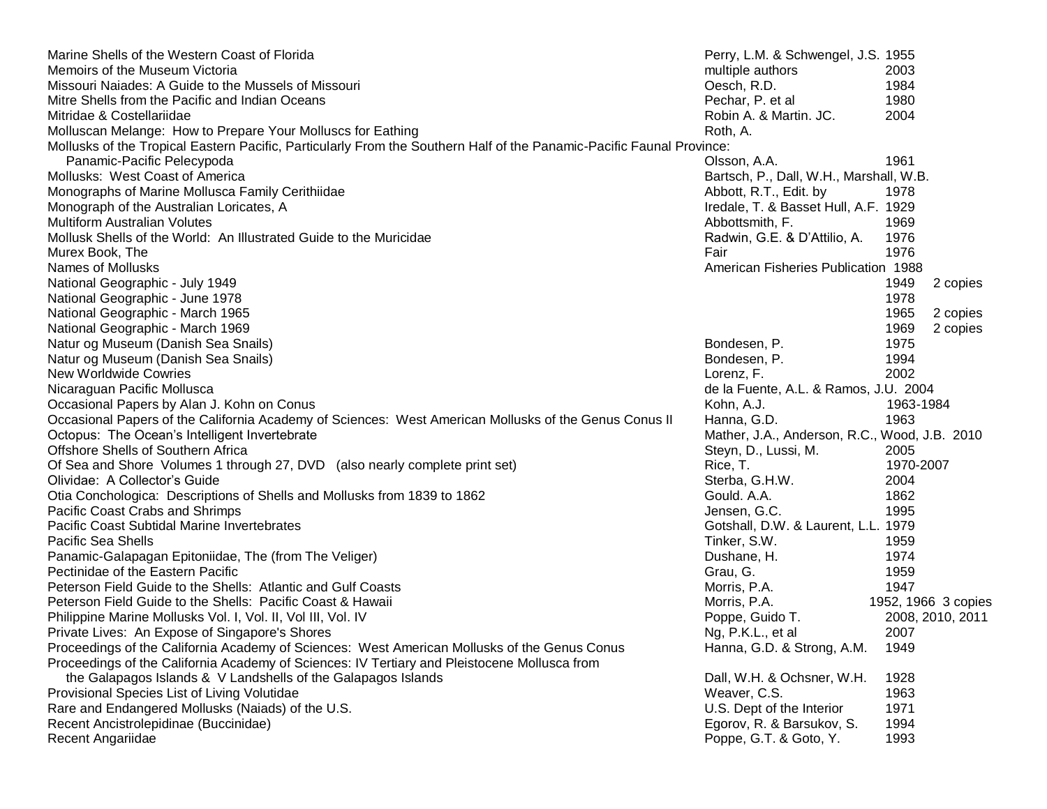| Title | Author | Year | Notes |
|---|---|---|---|
| Marine Shells of the Western Coast of Florida | Perry, L.M. & Schwengel, J.S. | 1955 | |
| Memoirs of the Museum Victoria | multiple authors | 2003 | |
| Missouri Naiades: A Guide to the Mussels of Missouri | Oesch, R.D. | 1984 | |
| Mitre Shells from the Pacific and Indian Oceans | Pechar, P. et al | 1980 | |
| Mitridae & Costellariidae | Robin A. & Martin. JC. | 2004 | |
| Molluscan Melange: How to Prepare Your Molluscs for Eathing | Roth, A. | | |
| Mollusks of the Tropical Eastern Pacific, Particularly From the Southern Half of the Panamic-Pacific Faunal Province: Panamic-Pacific Pelecypoda | Olsson, A.A. | 1961 | |
| Mollusks: West Coast of America | Bartsch, P., Dall, W.H., Marshall, W.B. | | |
| Monographs of Marine Mollusca Family Cerithiidae | Abbott, R.T., Edit. by | 1978 | |
| Monograph of the Australian Loricates, A | Iredale, T. & Basset Hull, A.F. | 1929 | |
| Multiform Australian Volutes | Abbottsmith, F. | 1969 | |
| Mollusk Shells of the World: An Illustrated Guide to the Muricidae | Radwin, G.E. & D'Attilio, A. | 1976 | |
| Murex Book, The | Fair | 1976 | |
| Names of Mollusks | American Fisheries Publication | 1988 | |
| National Geographic - July 1949 | | 1949 | 2 copies |
| National Geographic - June 1978 | | 1978 | |
| National Geographic - March 1965 | | 1965 | 2 copies |
| National Geographic - March 1969 | | 1969 | 2 copies |
| Natur og Museum (Danish Sea Snails) | Bondesen, P. | 1975 | |
| Natur og Museum (Danish Sea Snails) | Bondesen, P. | 1994 | |
| New Worldwide Cowries | Lorenz, F. | 2002 | |
| Nicaraguan Pacific Mollusca | de la Fuente, A.L. & Ramos, J.U. | 2004 | |
| Occasional Papers by Alan J. Kohn on Conus | Kohn, A.J. | 1963-1984 | |
| Occasional Papers of the California Academy of Sciences: West American Mollusks of the Genus Conus II | Hanna, G.D. | 1963 | |
| Octopus: The Ocean's Intelligent Invertebrate | Mather, J.A., Anderson, R.C., Wood, J.B. | 2010 | |
| Offshore Shells of Southern Africa | Steyn, D., Lussi, M. | 2005 | |
| Of Sea and Shore Volumes 1 through 27, DVD (also nearly complete print set) | Rice, T. | 1970-2007 | |
| Olividae: A Collector's Guide | Sterba, G.H.W. | 2004 | |
| Otia Conchologica: Descriptions of Shells and Mollusks from 1839 to 1862 | Gould. A.A. | 1862 | |
| Pacific Coast Crabs and Shrimps | Jensen, G.C. | 1995 | |
| Pacific Coast Subtidal Marine Invertebrates | Gotshall, D.W. & Laurent, L.L. | 1979 | |
| Pacific Sea Shells | Tinker, S.W. | 1959 | |
| Panamic-Galapagan Epitoniidae, The (from The Veliger) | Dushane, H. | 1974 | |
| Pectinidae of the Eastern Pacific | Grau, G. | 1959 | |
| Peterson Field Guide to the Shells: Atlantic and Gulf Coasts | Morris, P.A. | 1947 | |
| Peterson Field Guide to the Shells: Pacific Coast & Hawaii | Morris, P.A. | 1952, 1966 | 3 copies |
| Philippine Marine Mollusks Vol. I, Vol. II, Vol III, Vol. IV | Poppe, Guido T. | 2008, 2010, 2011 | |
| Private Lives: An Expose of Singapore's Shores | Ng, P.K.L., et al | 2007 | |
| Proceedings of the California Academy of Sciences: West American Mollusks of the Genus Conus | Hanna, G.D. & Strong, A.M. | 1949 | |
| Proceedings of the California Academy of Sciences: IV Tertiary and Pleistocene Mollusca from the Galapagos Islands & V Landshells of the Galapagos Islands | Dall, W.H. & Ochsner, W.H. | 1928 | |
| Provisional Species List of Living Volutidae | Weaver, C.S. | 1963 | |
| Rare and Endangered Mollusks (Naiads) of the U.S. | U.S. Dept of the Interior | 1971 | |
| Recent Ancistrolepidinae (Buccinidae) | Egorov, R. & Barsukov, S. | 1994 | |
| Recent Angariidae | Poppe, G.T. & Goto, Y. | 1993 | |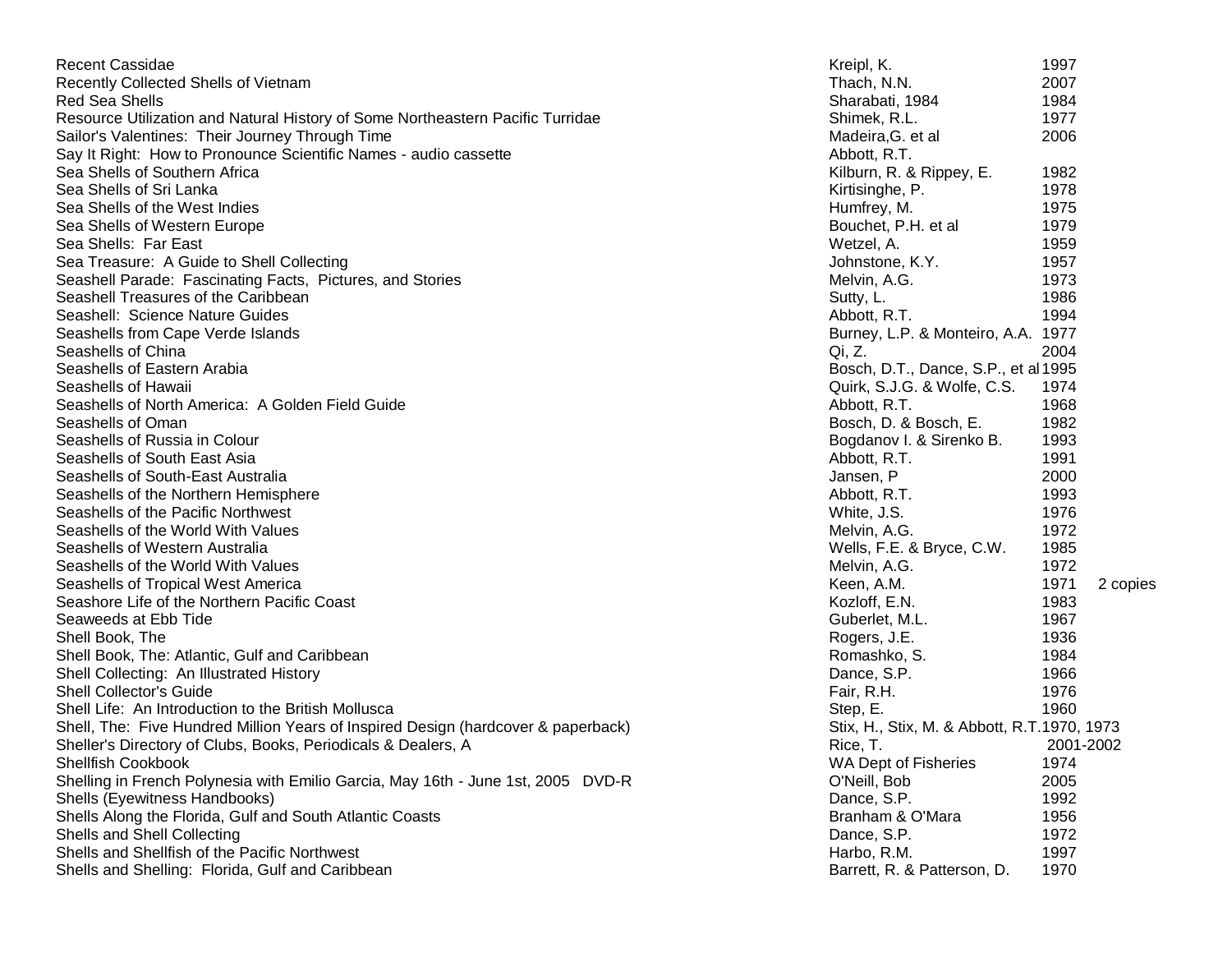| Title | Author | Year | Notes |
|---|---|---|---|
| Recent Cassidae | Kreipl, K. | 1997 | |
| Recently Collected Shells of Vietnam | Thach, N.N. | 2007 | |
| Red Sea Shells | Sharabati, 1984 | 1984 | |
| Resource Utilization and Natural History of Some Northeastern Pacific Turridae | Shimek, R.L. | 1977 | |
| Sailor's Valentines: Their Journey Through Time | Madeira,G. et al | 2006 | |
| Say It Right: How to Pronounce Scientific Names - audio cassette | Abbott, R.T. | | |
| Sea Shells of Southern Africa | Kilburn, R. & Rippey, E. | 1982 | |
| Sea Shells of Sri Lanka | Kirtisinghe, P. | 1978 | |
| Sea Shells of the West Indies | Humfrey, M. | 1975 | |
| Sea Shells of Western Europe | Bouchet, P.H. et al | 1979 | |
| Sea Shells: Far East | Wetzel, A. | 1959 | |
| Sea Treasure: A Guide to Shell Collecting | Johnstone, K.Y. | 1957 | |
| Seashell Parade: Fascinating Facts, Pictures, and Stories | Melvin, A.G. | 1973 | |
| Seashell Treasures of the Caribbean | Sutty, L. | 1986 | |
| Seashell: Science Nature Guides | Abbott, R.T. | 1994 | |
| Seashells from Cape Verde Islands | Burney, L.P. & Monteiro, A.A. | 1977 | |
| Seashells of China | Qi, Z. | 2004 | |
| Seashells of Eastern Arabia | Bosch, D.T., Dance, S.P., et al | 1995 | |
| Seashells of Hawaii | Quirk, S.J.G. & Wolfe, C.S. | 1974 | |
| Seashells of North America: A Golden Field Guide | Abbott, R.T. | 1968 | |
| Seashells of Oman | Bosch, D. & Bosch, E. | 1982 | |
| Seashells of Russia in Colour | Bogdanov I. & Sirenko B. | 1993 | |
| Seashells of South East Asia | Abbott, R.T. | 1991 | |
| Seashells of South-East Australia | Jansen, P | 2000 | |
| Seashells of the Northern Hemisphere | Abbott, R.T. | 1993 | |
| Seashells of the Pacific Northwest | White, J.S. | 1976 | |
| Seashells of the World With Values | Melvin, A.G. | 1972 | |
| Seashells of Western Australia | Wells, F.E. & Bryce, C.W. | 1985 | |
| Seashells of the World With Values | Melvin, A.G. | 1972 | |
| Seashells of Tropical West America | Keen, A.M. | 1971 | 2 copies |
| Seashore Life of the Northern Pacific Coast | Kozloff, E.N. | 1983 | |
| Seaweeds at Ebb Tide | Guberlet, M.L. | 1967 | |
| Shell Book, The | Rogers, J.E. | 1936 | |
| Shell Book, The: Atlantic, Gulf and Caribbean | Romashko, S. | 1984 | |
| Shell Collecting: An Illustrated History | Dance, S.P. | 1966 | |
| Shell Collector's Guide | Fair, R.H. | 1976 | |
| Shell Life: An Introduction to the British Mollusca | Step, E. | 1960 | |
| Shell, The: Five Hundred Million Years of Inspired Design (hardcover & paperback) | Stix, H., Stix, M. & Abbott, R.T. | 1970, 1973 | |
| Sheller's Directory of Clubs, Books, Periodicals & Dealers, A | Rice, T. | 2001-2002 | |
| Shellfish Cookbook | WA Dept of Fisheries | 1974 | |
| Shelling in French Polynesia with Emilio Garcia, May 16th - June 1st, 2005 DVD-R | O'Neill, Bob | 2005 | |
| Shells (Eyewitness Handbooks) | Dance, S.P. | 1992 | |
| Shells Along the Florida, Gulf and South Atlantic Coasts | Branham & O'Mara | 1956 | |
| Shells and Shell Collecting | Dance, S.P. | 1972 | |
| Shells and Shellfish of the Pacific Northwest | Harbo, R.M. | 1997 | |
| Shells and Shelling: Florida, Gulf and Caribbean | Barrett, R. & Patterson, D. | 1970 | |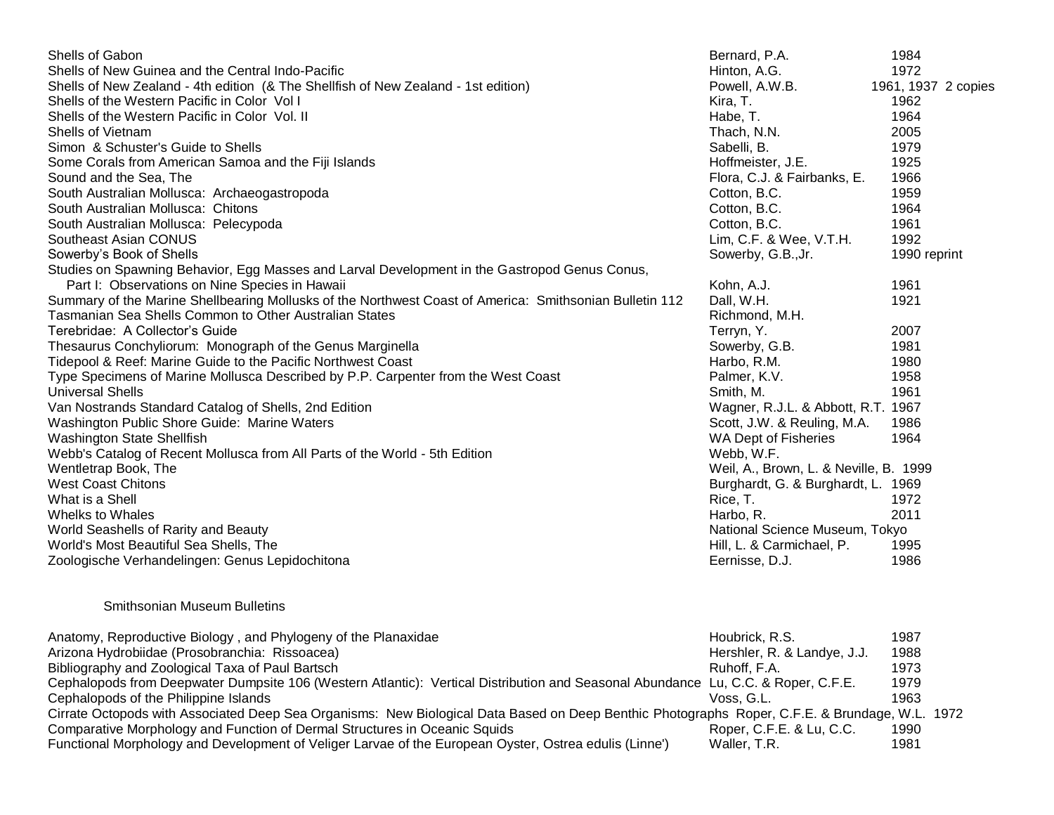| Title | Author | Year |
|---|---|---|
| Shells of Gabon | Bernard, P.A. | 1984 |
| Shells of New Guinea and the Central Indo-Pacific | Hinton, A.G. | 1972 |
| Shells of New Zealand - 4th edition (& The Shellfish of New Zealand - 1st edition) | Powell, A.W.B. | 1961, 1937 2 copies |
| Shells of the Western Pacific in Color Vol I | Kira, T. | 1962 |
| Shells of the Western Pacific in Color Vol. II | Habe, T. | 1964 |
| Shells of Vietnam | Thach, N.N. | 2005 |
| Simon & Schuster's Guide to Shells | Sabelli, B. | 1979 |
| Some Corals from American Samoa and the Fiji Islands | Hoffmeister, J.E. | 1925 |
| Sound and the Sea, The | Flora, C.J. & Fairbanks, E. | 1966 |
| South Australian Mollusca: Archaeogastropoda | Cotton, B.C. | 1959 |
| South Australian Mollusca: Chitons | Cotton, B.C. | 1964 |
| South Australian Mollusca: Pelecypoda | Cotton, B.C. | 1961 |
| Southeast Asian CONUS | Lim, C.F. & Wee, V.T.H. | 1992 |
| Sowerby's Book of Shells | Sowerby, G.B.,Jr. | 1990 reprint |
| Studies on Spawning Behavior, Egg Masses and Larval Development in the Gastropod Genus Conus, Part I: Observations on Nine Species in Hawaii | Kohn, A.J. | 1961 |
| Summary of the Marine Shellbearing Mollusks of the Northwest Coast of America: Smithsonian Bulletin 112 | Dall, W.H. | 1921 |
| Tasmanian Sea Shells Common to Other Australian States | Richmond, M.H. | |
| Terebridae: A Collector's Guide | Terryn, Y. | 2007 |
| Thesaurus Conchyliorum: Monograph of the Genus Marginella | Sowerby, G.B. | 1981 |
| Tidepool & Reef: Marine Guide to the Pacific Northwest Coast | Harbo, R.M. | 1980 |
| Type Specimens of Marine Mollusca Described by P.P. Carpenter from the West Coast | Palmer, K.V. | 1958 |
| Universal Shells | Smith, M. | 1961 |
| Van Nostrands Standard Catalog of Shells, 2nd Edition | Wagner, R.J.L. & Abbott, R.T. | 1967 |
| Washington Public Shore Guide: Marine Waters | Scott, J.W. & Reuling, M.A. | 1986 |
| Washington State Shellfish | WA Dept of Fisheries | 1964 |
| Webb's Catalog of Recent Mollusca from All Parts of the World - 5th Edition | Webb, W.F. | |
| Wentletrap Book, The | Weil, A., Brown, L. & Neville, B. | 1999 |
| West Coast Chitons | Burghardt, G. & Burghardt, L. | 1969 |
| What is a Shell | Rice, T. | 1972 |
| Whelks to Whales | Harbo, R. | 2011 |
| World Seashells of Rarity and Beauty | National Science Museum, Tokyo | |
| World's Most Beautiful Sea Shells, The | Hill, L. & Carmichael, P. | 1995 |
| Zoologische Verhandelingen: Genus Lepidochitona | Eernisse, D.J. | 1986 |

## Smithsonian Museum Bulletins

| Title | Author | Year |
|---|---|---|
| Anatomy, Reproductive Biology , and Phylogeny of the Planaxidae | Houbrick, R.S. | 1987 |
| Arizona Hydrobiidae (Prosobranchia: Rissoacea) | Hershler, R. & Landye, J.J. | 1988 |
| Bibliography and Zoological Taxa of Paul Bartsch | Ruhoff, F.A. | 1973 |
| Cephalopods from Deepwater Dumpsite 106 (Western Atlantic): Vertical Distribution and Seasonal Abundance | Lu, C.C. & Roper, C.F.E. | 1979 |
| Cephalopods of the Philippine Islands | Voss, G.L. | 1963 |
| Cirrate Octopods with Associated Deep Sea Organisms: New Biological Data Based on Deep Benthic Photographs | Roper, C.F.E. & Brundage, W.L. | 1972 |
| Comparative Morphology and Function of Dermal Structures in Oceanic Squids | Roper, C.F.E. & Lu, C.C. | 1990 |
| Functional Morphology and Development of Veliger Larvae of the European Oyster, Ostrea edulis (Linne') | Waller, T.R. | 1981 |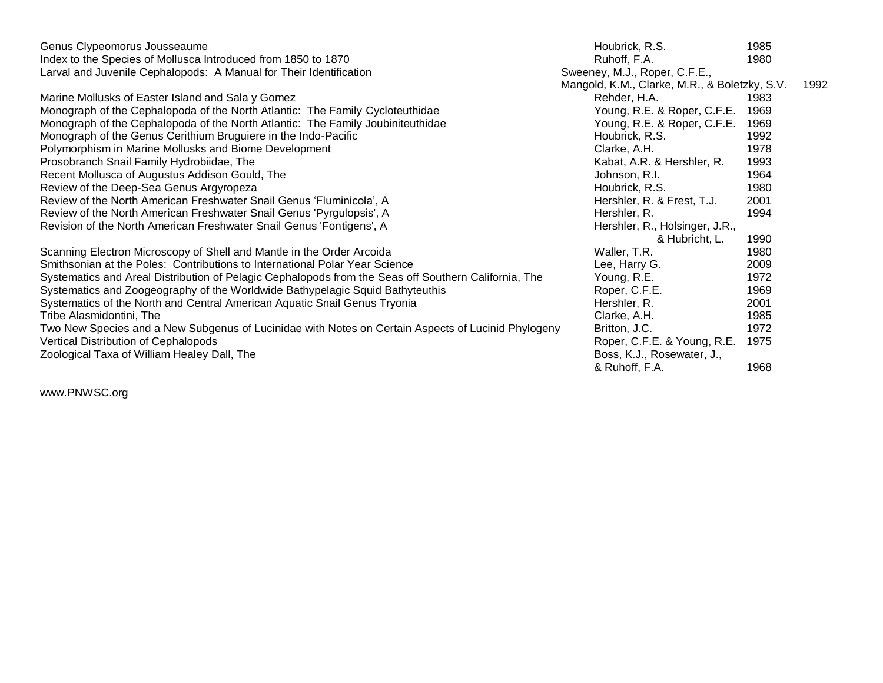| | | |
|---|---|---|
| Genus Clypeomorus Jousseaume | Houbrick, R.S. | 1985 |
| Index to the Species of Mollusca Introduced from 1850 to 1870 | Ruhoff, F.A. | 1980 |
| Larval and Juvenile Cephalopods: A Manual for Their Identification | Sweeney, M.J., Roper, C.F.E., Mangold, K.M., Clarke, M.R., & Boletzky, S.V. | 1992 |
| Marine Mollusks of Easter Island and Sala y Gomez | Rehder, H.A. | 1983 |
| Monograph of the Cephalopoda of the North Atlantic: The Family Cycloteuthidae | Young, R.E. & Roper, C.F.E. | 1969 |
| Monograph of the Cephalopoda of the North Atlantic: The Family Joubiniteuthidae | Young, R.E. & Roper, C.F.E. | 1969 |
| Monograph of the Genus Cerithium Bruguiere in the Indo-Pacific | Houbrick, R.S. | 1992 |
| Polymorphism in Marine Mollusks and Biome Development | Clarke, A.H. | 1978 |
| Prosobranch Snail Family Hydrobiidae, The | Kabat, A.R. & Hershler, R. | 1993 |
| Recent Mollusca of Augustus Addison Gould, The | Johnson, R.I. | 1964 |
| Review of the Deep-Sea Genus Argyropeza | Houbrick, R.S. | 1980 |
| Review of the North American Freshwater Snail Genus ‘Fluminicola’, A | Hershler, R. & Frest, T.J. | 2001 |
| Review of the North American Freshwater Snail Genus 'Pyrgulopsis', A | Hershler, R. | 1994 |
| Revision of the North American Freshwater Snail Genus 'Fontigens', A | Hershler, R., Holsinger, J.R., & Hubricht, L. | 1990 |
| Scanning Electron Microscopy of Shell and Mantle in the Order Arcoida | Waller, T.R. | 1980 |
| Smithsonian at the Poles: Contributions to International Polar Year Science | Lee, Harry G. | 2009 |
| Systematics and Areal Distribution of Pelagic Cephalopods from the Seas off Southern California, The | Young, R.E. | 1972 |
| Systematics and Zoogeography of the Worldwide Bathypelagic Squid Bathyteuthis | Roper, C.F.E. | 1969 |
| Systematics of the North and Central American Aquatic Snail Genus Tryonia | Hershler, R. | 2001 |
| Tribe Alasmidontini, The | Clarke, A.H. | 1985 |
| Two New Species and a New Subgenus of Lucinidae with Notes on Certain Aspects of Lucinid Phylogeny | Britton, J.C. | 1972 |
| Vertical Distribution of Cephalopods | Roper, C.F.E. & Young, R.E. | 1975 |
| Zoological Taxa of William Healey Dall, The | Boss, K.J., Rosewater, J., & Ruhoff, F.A. | 1968 |

www.PNWSC.org